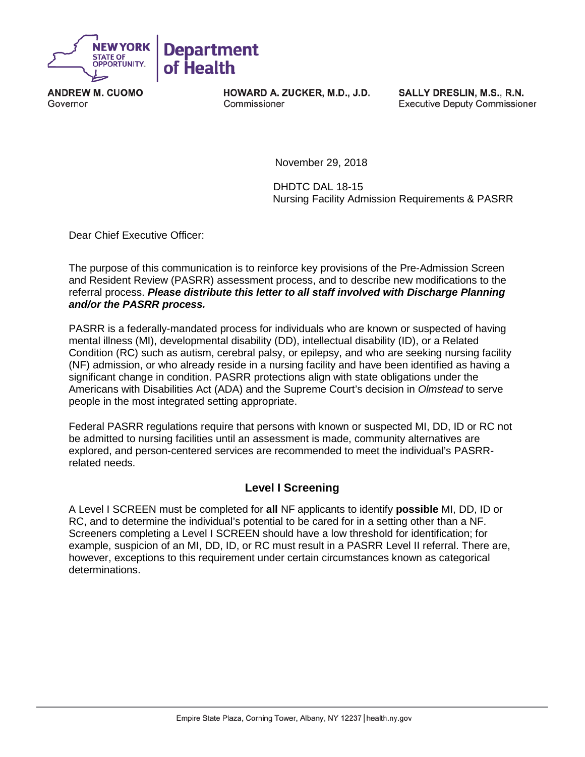**NEW YORK STATE OF OPPORTUNITY.** | **Department of Health**

**ANDREW M. CUOMO**
Governor

**HOWARD A. ZUCKER, M.D., J.D.**
Commissioner

**SALLY DRESLIN, M.S., R.N.**
Executive Deputy Commissioner

November 29, 2018

DHDTC DAL 18-15
Nursing Facility Admission Requirements & PASRR

Dear Chief Executive Officer:

The purpose of this communication is to reinforce key provisions of the Pre-Admission Screen and Resident Review (PASRR) assessment process, and to describe new modifications to the referral process. ***Please distribute this letter to all staff involved with Discharge Planning and/or the PASRR process.***

PASRR is a federally-mandated process for individuals who are known or suspected of having mental illness (MI), developmental disability (DD), intellectual disability (ID), or a Related Condition (RC) such as autism, cerebral palsy, or epilepsy, and who are seeking nursing facility (NF) admission, or who already reside in a nursing facility and have been identified as having a significant change in condition. PASRR protections align with state obligations under the Americans with Disabilities Act (ADA) and the Supreme Court's decision in *Olmstead* to serve people in the most integrated setting appropriate.

Federal PASRR regulations require that persons with known or suspected MI, DD, ID or RC not be admitted to nursing facilities until an assessment is made, community alternatives are explored, and person-centered services are recommended to meet the individual's PASRR-related needs.

## Level I Screening

A Level I SCREEN must be completed for **all** NF applicants to identify **possible** MI, DD, ID or RC, and to determine the individual's potential to be cared for in a setting other than a NF. Screeners completing a Level I SCREEN should have a low threshold for identification; for example, suspicion of an MI, DD, ID, or RC must result in a PASRR Level II referral. There are, however, exceptions to this requirement under certain circumstances known as categorical determinations.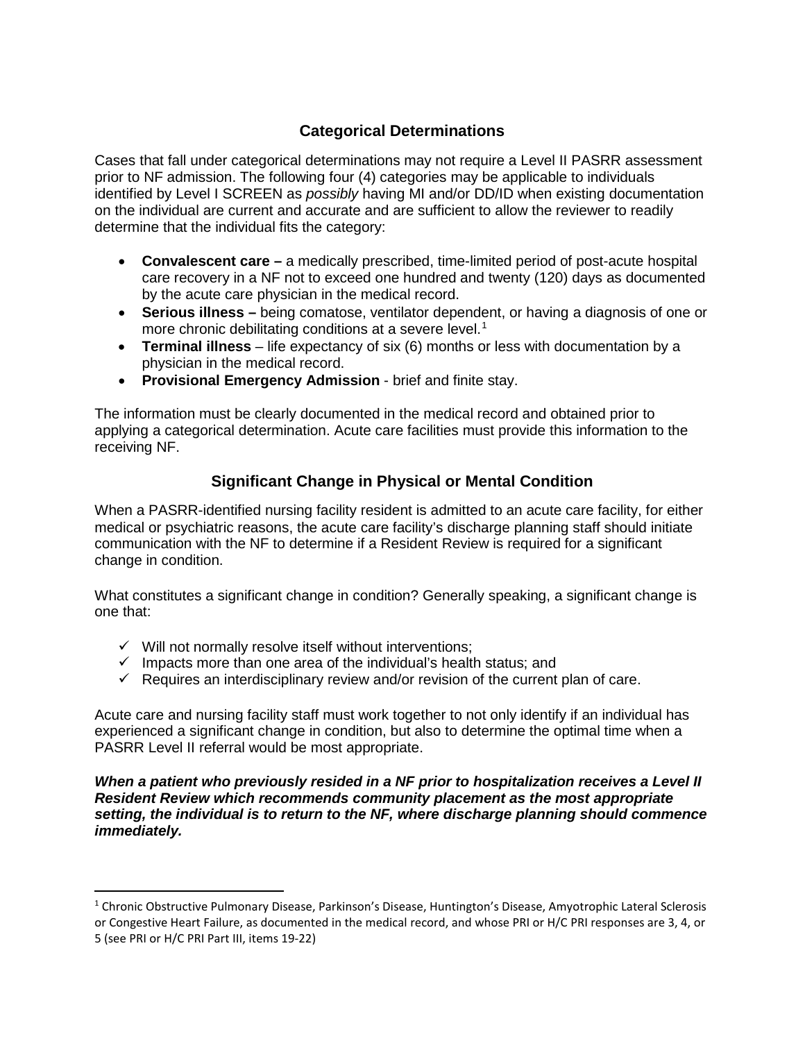## Categorical Determinations

Cases that fall under categorical determinations may not require a Level II PASRR assessment prior to NF admission. The following four (4) categories may be applicable to individuals identified by Level I SCREEN as *possibly* having MI and/or DD/ID when existing documentation on the individual are current and accurate and are sufficient to allow the reviewer to readily determine that the individual fits the category:

- **Convalescent care –** a medically prescribed, time-limited period of post-acute hospital care recovery in a NF not to exceed one hundred and twenty (120) days as documented by the acute care physician in the medical record.
- **Serious illness –** being comatose, ventilator dependent, or having a diagnosis of one or more chronic debilitating conditions at a severe level.[1]
- **Terminal illness** – life expectancy of six (6) months or less with documentation by a physician in the medical record.
- **Provisional Emergency Admission** - brief and finite stay.

The information must be clearly documented in the medical record and obtained prior to applying a categorical determination. Acute care facilities must provide this information to the receiving NF.

## Significant Change in Physical or Mental Condition

When a PASRR-identified nursing facility resident is admitted to an acute care facility, for either medical or psychiatric reasons, the acute care facility's discharge planning staff should initiate communication with the NF to determine if a Resident Review is required for a significant change in condition.

What constitutes a significant change in condition? Generally speaking, a significant change is one that:

- ✓ Will not normally resolve itself without interventions;
- ✓ Impacts more than one area of the individual's health status; and
- ✓ Requires an interdisciplinary review and/or revision of the current plan of care.

Acute care and nursing facility staff must work together to not only identify if an individual has experienced a significant change in condition, but also to determine the optimal time when a PASRR Level II referral would be most appropriate.

***When a patient who previously resided in a NF prior to hospitalization receives a Level II Resident Review which recommends community placement as the most appropriate setting, the individual is to return to the NF, where discharge planning should commence immediately.***

---

[1] Chronic Obstructive Pulmonary Disease, Parkinson's Disease, Huntington's Disease, Amyotrophic Lateral Sclerosis or Congestive Heart Failure, as documented in the medical record, and whose PRI or H/C PRI responses are 3, 4, or 5 (see PRI or H/C PRI Part III, items 19-22)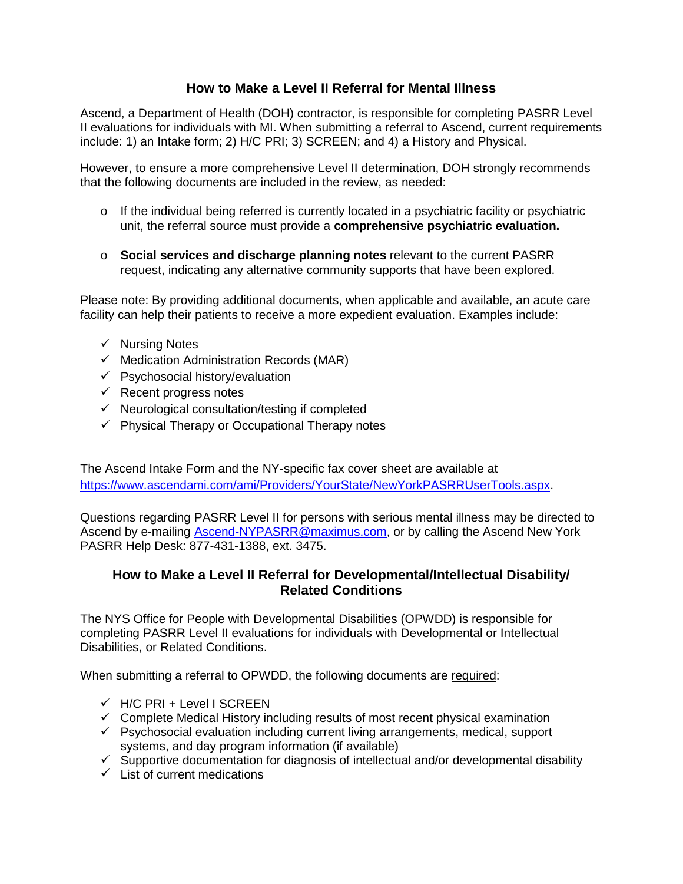## How to Make a Level II Referral for Mental Illness

Ascend, a Department of Health (DOH) contractor, is responsible for completing PASRR Level II evaluations for individuals with MI. When submitting a referral to Ascend, current requirements include: 1) an Intake form; 2) H/C PRI; 3) SCREEN; and 4) a History and Physical.

However, to ensure a more comprehensive Level II determination, DOH strongly recommends that the following documents are included in the review, as needed:

- If the individual being referred is currently located in a psychiatric facility or psychiatric unit, the referral source must provide a **comprehensive psychiatric evaluation.**

- **Social services and discharge planning notes** relevant to the current PASRR request, indicating any alternative community supports that have been explored.

Please note: By providing additional documents, when applicable and available, an acute care facility can help their patients to receive a more expedient evaluation. Examples include:

- ✓ Nursing Notes
- ✓ Medication Administration Records (MAR)
- ✓ Psychosocial history/evaluation
- ✓ Recent progress notes
- ✓ Neurological consultation/testing if completed
- ✓ Physical Therapy or Occupational Therapy notes

The Ascend Intake Form and the NY-specific fax cover sheet are available at [https://www.ascendami.com/ami/Providers/YourState/NewYorkPASRRUserTools.aspx](https://www.ascendami.com/ami/Providers/YourState/NewYorkPASRRUserTools.aspx).

Questions regarding PASRR Level II for persons with serious mental illness may be directed to Ascend by e-mailing [Ascend-NYPASRR@maximus.com](mailto:Ascend-NYPASRR@maximus.com), or by calling the Ascend New York PASRR Help Desk: 877-431-1388, ext. 3475.

## How to Make a Level II Referral for Developmental/Intellectual Disability/ Related Conditions

The NYS Office for People with Developmental Disabilities (OPWDD) is responsible for completing PASRR Level II evaluations for individuals with Developmental or Intellectual Disabilities, or Related Conditions.

When submitting a referral to OPWDD, the following documents are <u>required</u>:

- ✓ H/C PRI + Level I SCREEN
- ✓ Complete Medical History including results of most recent physical examination
- ✓ Psychosocial evaluation including current living arrangements, medical, support systems, and day program information (if available)
- ✓ Supportive documentation for diagnosis of intellectual and/or developmental disability
- ✓ List of current medications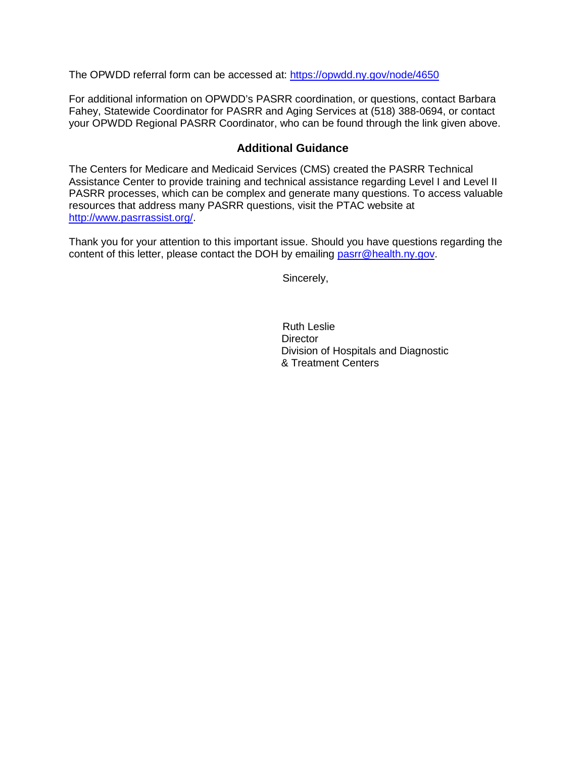The OPWDD referral form can be accessed at: https://opwdd.ny.gov/node/4650

For additional information on OPWDD's PASRR coordination, or questions, contact Barbara Fahey, Statewide Coordinator for PASRR and Aging Services at (518) 388-0694, or contact your OPWDD Regional PASRR Coordinator, who can be found through the link given above.

## Additional Guidance

The Centers for Medicare and Medicaid Services (CMS) created the PASRR Technical Assistance Center to provide training and technical assistance regarding Level I and Level II PASRR processes, which can be complex and generate many questions. To access valuable resources that address many PASRR questions, visit the PTAC website at http://www.pasrrassist.org/.

Thank you for your attention to this important issue. Should you have questions regarding the content of this letter, please contact the DOH by emailing pasrr@health.ny.gov.

Sincerely,

Ruth Leslie
Director
Division of Hospitals and Diagnostic
& Treatment Centers